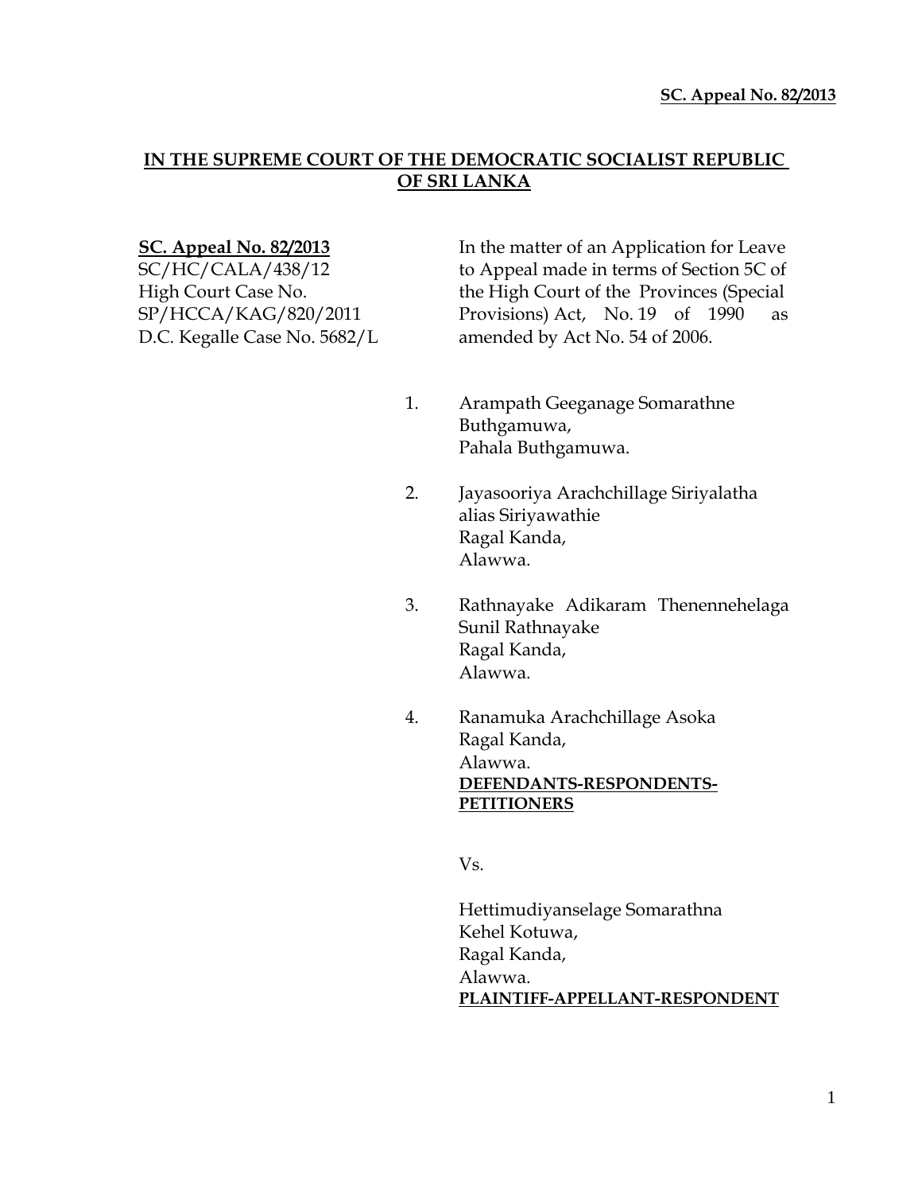**SC. Appeal No. 82/2013**

**IN THE SUPREME COURT OF THE DEMOCRATIC SOCIALIST REPUBLIC OF SRI LANKA**

**SC. Appeal No. 82/2013**
SC/HC/CALA/438/12
High Court Case No.
SP/HCCA/KAG/820/2011
D.C. Kegalle Case No. 5682/L

In the matter of an Application for Leave to Appeal made in terms of Section 5C of the High Court of the Provinces (Special Provisions) Act, No. 19 of 1990 as amended by Act No. 54 of 2006.

1. Arampath Geeganage Somarathne
   Buthgamuwa,
   Pahala Buthgamuwa.

2. Jayasooriya Arachchillage Siriyalatha
   alias Siriyawathie
   Ragal Kanda,
   Alawwa.

3. Rathnayake Adikaram Thenennehelaga
   Sunil Rathnayake
   Ragal Kanda,
   Alawwa.

4. Ranamuka Arachchillage Asoka
   Ragal Kanda,
   Alawwa.
   **DEFENDANTS-RESPONDENTS-PETITIONERS**

Vs.

Hettimudiyanselage Somarathna
Kehel Kotuwa,
Ragal Kanda,
Alawwa.
**PLAINTIFF-APPELLANT-RESPONDENT**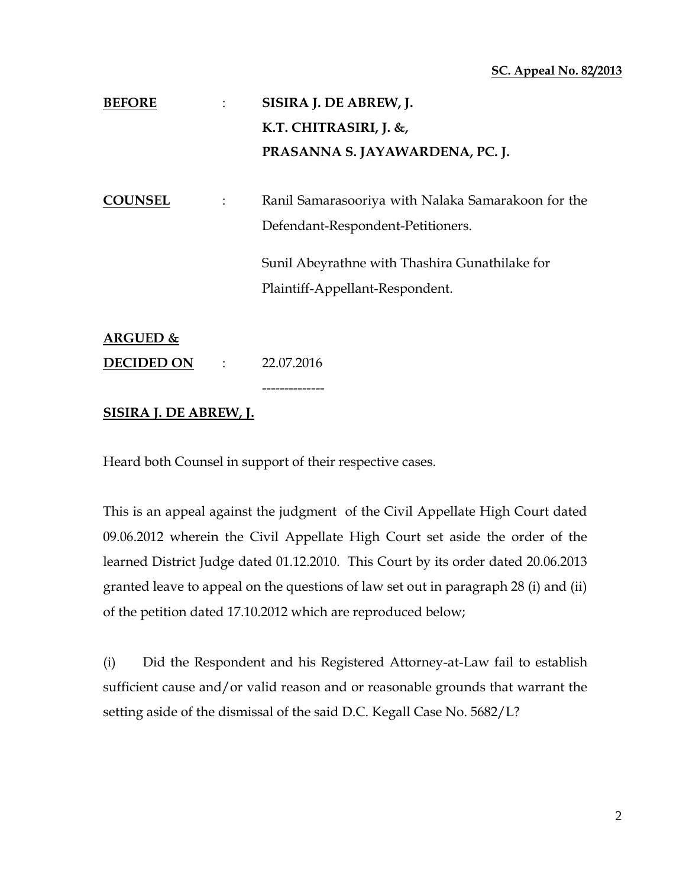**SC. Appeal No. 82/2013**

| | | |
|---|---|---|
| **BEFORE** | : | **SISIRA J. DE ABREW, J.** |
| | | **K.T. CHITRASIRI, J. &,** |
| | | **PRASANNA S. JAYAWARDENA, PC. J.** |
| **COUNSEL** | : | Ranil Samarasooriya with Nalaka Samarakoon for the Defendant-Respondent-Petitioners. |
| | | Sunil Abeyrathne with Thashira Gunathilake for Plaintiff-Appellant-Respondent. |
| **ARGUED & DECIDED ON** | : | 22.07.2016 |

--------------

**SISIRA J. DE ABREW, J.**

Heard both Counsel in support of their respective cases.

This is an appeal against the judgment of the Civil Appellate High Court dated 09.06.2012 wherein the Civil Appellate High Court set aside the order of the learned District Judge dated 01.12.2010. This Court by its order dated 20.06.2013 granted leave to appeal on the questions of law set out in paragraph 28 (i) and (ii) of the petition dated 17.10.2012 which are reproduced below;

(i) Did the Respondent and his Registered Attorney-at-Law fail to establish sufficient cause and/or valid reason and or reasonable grounds that warrant the setting aside of the dismissal of the said D.C. Kegall Case No. 5682/L?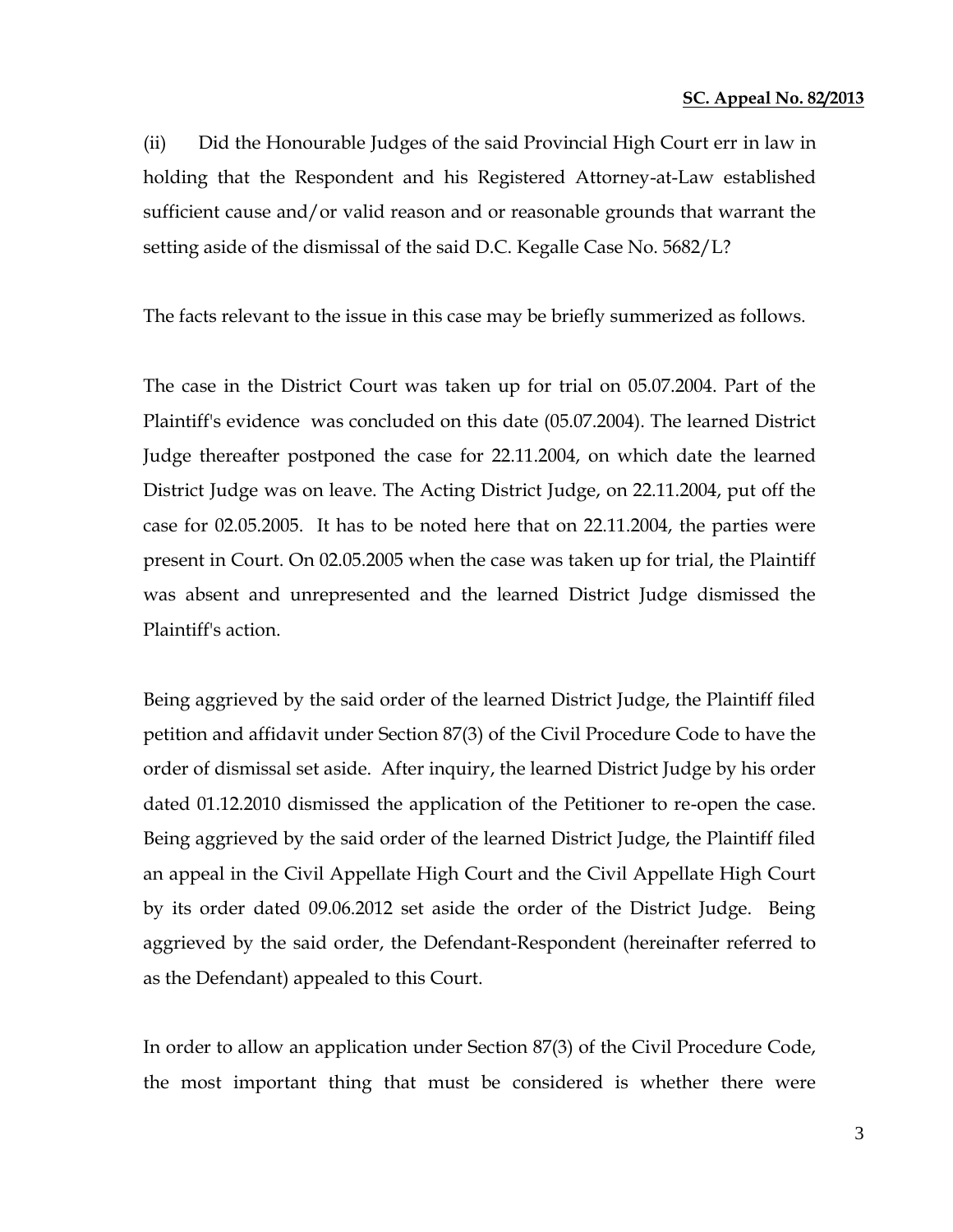(ii) Did the Honourable Judges of the said Provincial High Court err in law in holding that the Respondent and his Registered Attorney-at-Law established sufficient cause and/or valid reason and or reasonable grounds that warrant the setting aside of the dismissal of the said D.C. Kegalle Case No. 5682/L?

The facts relevant to the issue in this case may be briefly summerized as follows.

The case in the District Court was taken up for trial on 05.07.2004. Part of the Plaintiff's evidence was concluded on this date (05.07.2004). The learned District Judge thereafter postponed the case for 22.11.2004, on which date the learned District Judge was on leave. The Acting District Judge, on 22.11.2004, put off the case for 02.05.2005. It has to be noted here that on 22.11.2004, the parties were present in Court. On 02.05.2005 when the case was taken up for trial, the Plaintiff was absent and unrepresented and the learned District Judge dismissed the Plaintiff's action.

Being aggrieved by the said order of the learned District Judge, the Plaintiff filed petition and affidavit under Section 87(3) of the Civil Procedure Code to have the order of dismissal set aside. After inquiry, the learned District Judge by his order dated 01.12.2010 dismissed the application of the Petitioner to re-open the case. Being aggrieved by the said order of the learned District Judge, the Plaintiff filed an appeal in the Civil Appellate High Court and the Civil Appellate High Court by its order dated 09.06.2012 set aside the order of the District Judge. Being aggrieved by the said order, the Defendant-Respondent (hereinafter referred to as the Defendant) appealed to this Court.

In order to allow an application under Section 87(3) of the Civil Procedure Code, the most important thing that must be considered is whether there were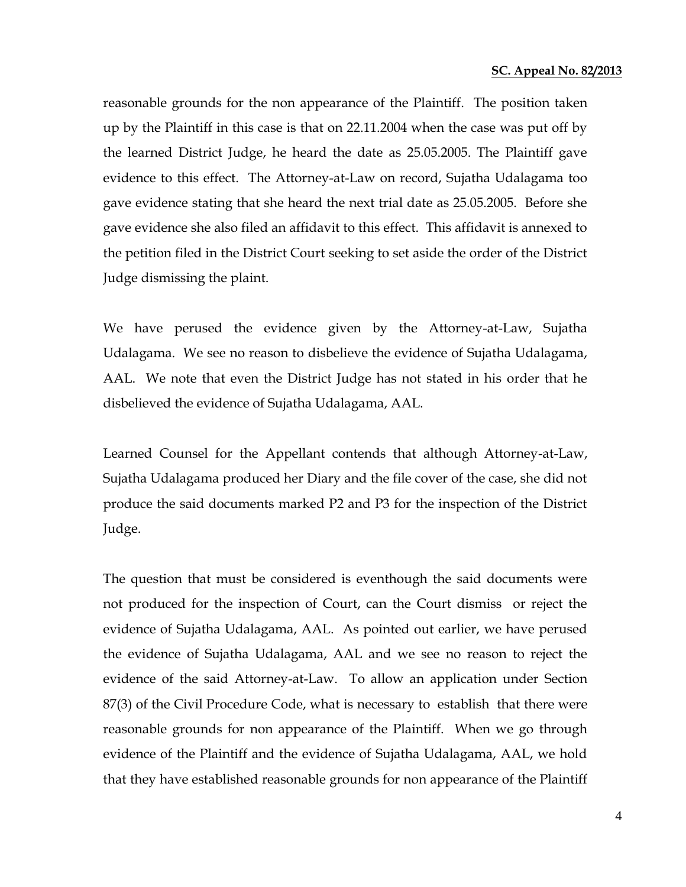reasonable grounds for the non appearance of the Plaintiff. The position taken up by the Plaintiff in this case is that on 22.11.2004 when the case was put off by the learned District Judge, he heard the date as 25.05.2005. The Plaintiff gave evidence to this effect. The Attorney-at-Law on record, Sujatha Udalagama too gave evidence stating that she heard the next trial date as 25.05.2005. Before she gave evidence she also filed an affidavit to this effect. This affidavit is annexed to the petition filed in the District Court seeking to set aside the order of the District Judge dismissing the plaint.

We have perused the evidence given by the Attorney-at-Law, Sujatha Udalagama. We see no reason to disbelieve the evidence of Sujatha Udalagama, AAL. We note that even the District Judge has not stated in his order that he disbelieved the evidence of Sujatha Udalagama, AAL.

Learned Counsel for the Appellant contends that although Attorney-at-Law, Sujatha Udalagama produced her Diary and the file cover of the case, she did not produce the said documents marked P2 and P3 for the inspection of the District Judge.

The question that must be considered is eventhough the said documents were not produced for the inspection of Court, can the Court dismiss or reject the evidence of Sujatha Udalagama, AAL. As pointed out earlier, we have perused the evidence of Sujatha Udalagama, AAL and we see no reason to reject the evidence of the said Attorney-at-Law. To allow an application under Section 87(3) of the Civil Procedure Code, what is necessary to establish that there were reasonable grounds for non appearance of the Plaintiff. When we go through evidence of the Plaintiff and the evidence of Sujatha Udalagama, AAL, we hold that they have established reasonable grounds for non appearance of the Plaintiff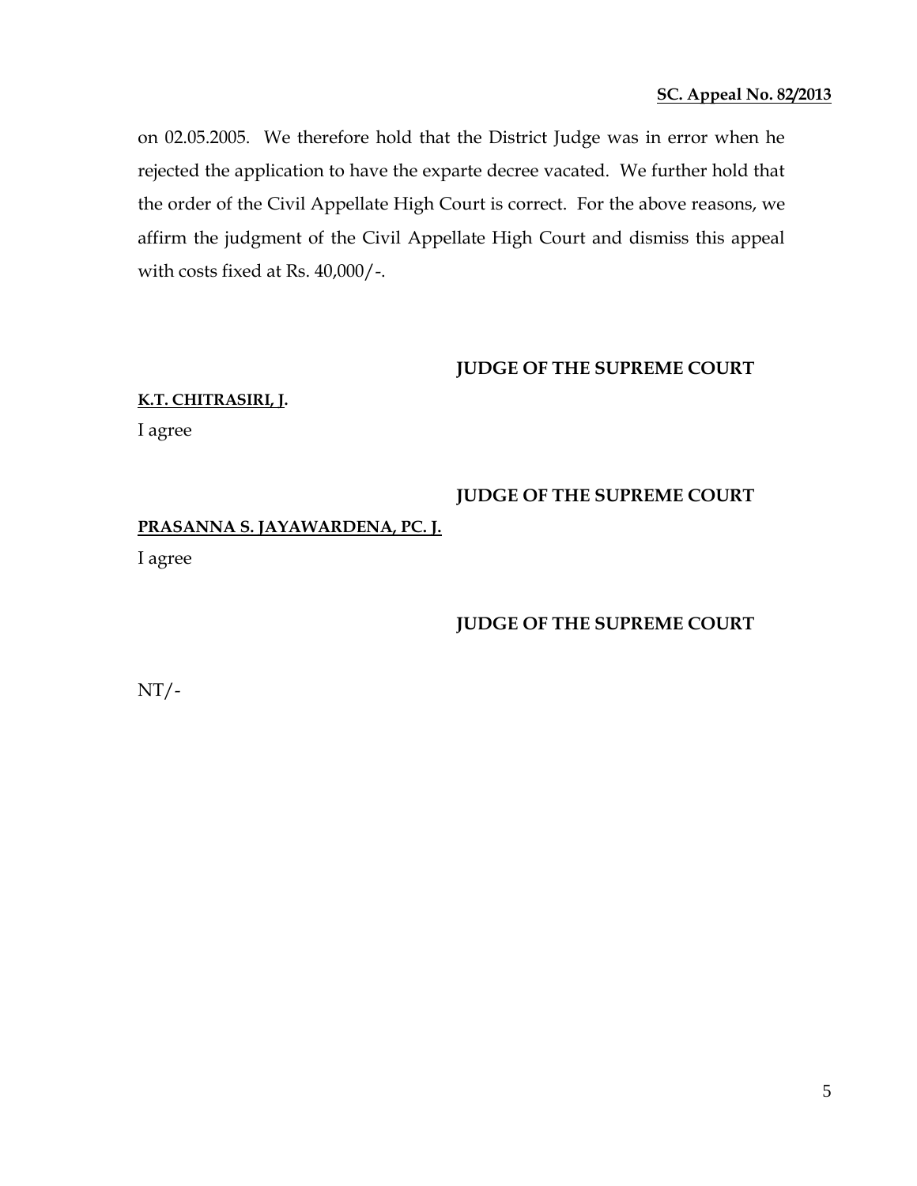on 02.05.2005. We therefore hold that the District Judge was in error when he rejected the application to have the exparte decree vacated. We further hold that the order of the Civil Appellate High Court is correct. For the above reasons, we affirm the judgment of the Civil Appellate High Court and dismiss this appeal with costs fixed at Rs. 40,000/-.

**JUDGE OF THE SUPREME COURT**

**K.T. CHITRASIRI, J.**

I agree

**JUDGE OF THE SUPREME COURT**

**PRASANNA S. JAYAWARDENA, PC. J.**

I agree

**JUDGE OF THE SUPREME COURT**

NT/-